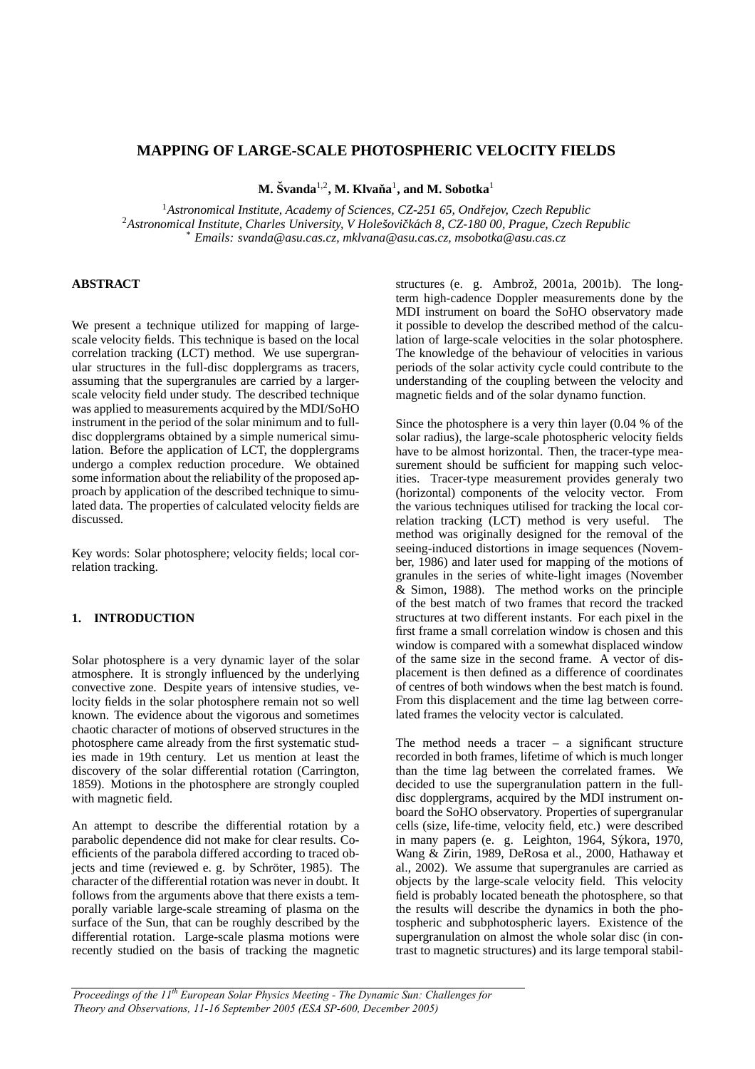# MAPPING OF LARGE-SCALE PHOTOSPHERIC VELOCITY FIELDS

**M. Švanda[1,2], M. Klvaňa[1], and M. Sobotka[1]**

[1]*Astronomical Institute, Academy of Sciences, CZ-251 65, Ondřejov, Czech Republic*
[2]*Astronomical Institute, Charles University, V Holešovičkách 8, CZ-180 00, Prague, Czech Republic*
[*] *Emails: svanda@asu.cas.cz, mklvana@asu.cas.cz, msobotka@asu.cas.cz*

## ABSTRACT

We present a technique utilized for mapping of large-scale velocity fields. This technique is based on the local correlation tracking (LCT) method. We use supergranular structures in the full-disc dopplergrams as tracers, assuming that the supergranules are carried by a larger-scale velocity field under study. The described technique was applied to measurements acquired by the MDI/SoHO instrument in the period of the solar minimum and to full-disc dopplergrams obtained by a simple numerical simulation. Before the application of LCT, the dopplergrams undergo a complex reduction procedure. We obtained some information about the reliability of the proposed approach by application of the described technique to simulated data. The properties of calculated velocity fields are discussed.

Key words: Solar photosphere; velocity fields; local correlation tracking.

## 1. INTRODUCTION

Solar photosphere is a very dynamic layer of the solar atmosphere. It is strongly influenced by the underlying convective zone. Despite years of intensive studies, velocity fields in the solar photosphere remain not so well known. The evidence about the vigorous and sometimes chaotic character of motions of observed structures in the photosphere came already from the first systematic studies made in 19th century. Let us mention at least the discovery of the solar differential rotation (Carrington, 1859). Motions in the photosphere are strongly coupled with magnetic field.

An attempt to describe the differential rotation by a parabolic dependence did not make for clear results. Coefficients of the parabola differed according to traced objects and time (reviewed e. g. by Schröter, 1985). The character of the differential rotation was never in doubt. It follows from the arguments above that there exists a temporally variable large-scale streaming of plasma on the surface of the Sun, that can be roughly described by the differential rotation. Large-scale plasma motions were recently studied on the basis of tracking the magnetic structures (e. g. Ambrož, 2001a, 2001b). The long-term high-cadence Doppler measurements done by the MDI instrument on board the SoHO observatory made it possible to develop the described method of the calculation of large-scale velocities in the solar photosphere. The knowledge of the behaviour of velocities in various periods of the solar activity cycle could contribute to the understanding of the coupling between the velocity and magnetic fields and of the solar dynamo function.

Since the photosphere is a very thin layer (0.04 % of the solar radius), the large-scale photospheric velocity fields have to be almost horizontal. Then, the tracer-type measurement should be sufficient for mapping such velocities. Tracer-type measurement provides generaly two (horizontal) components of the velocity vector. From the various techniques utilised for tracking the local correlation tracking (LCT) method is very useful. The method was originally designed for the removal of the seeing-induced distortions in image sequences (November, 1986) and later used for mapping of the motions of granules in the series of white-light images (November & Simon, 1988). The method works on the principle of the best match of two frames that record the tracked structures at two different instants. For each pixel in the first frame a small correlation window is chosen and this window is compared with a somewhat displaced window of the same size in the second frame. A vector of displacement is then defined as a difference of coordinates of centres of both windows when the best match is found. From this displacement and the time lag between correlated frames the velocity vector is calculated.

The method needs a tracer – a significant structure recorded in both frames, lifetime of which is much longer than the time lag between the correlated frames. We decided to use the supergranulation pattern in the full-disc dopplergrams, acquired by the MDI instrument onboard the SoHO observatory. Properties of supergranular cells (size, life-time, velocity field, etc.) were described in many papers (e. g. Leighton, 1964, Sýkora, 1970, Wang & Zirin, 1989, DeRosa et al., 2000, Hathaway et al., 2002). We assume that supergranules are carried as objects by the large-scale velocity field. This velocity field is probably located beneath the photosphere, so that the results will describe the dynamics in both the photospheric and subphotospheric layers. Existence of the supergranulation on almost the whole solar disc (in contrast to magnetic structures) and its large temporal stabil-

*Proceedings of the 11th European Solar Physics Meeting - The Dynamic Sun: Challenges for Theory and Observations, 11-16 September 2005 (ESA SP-600, December 2005)*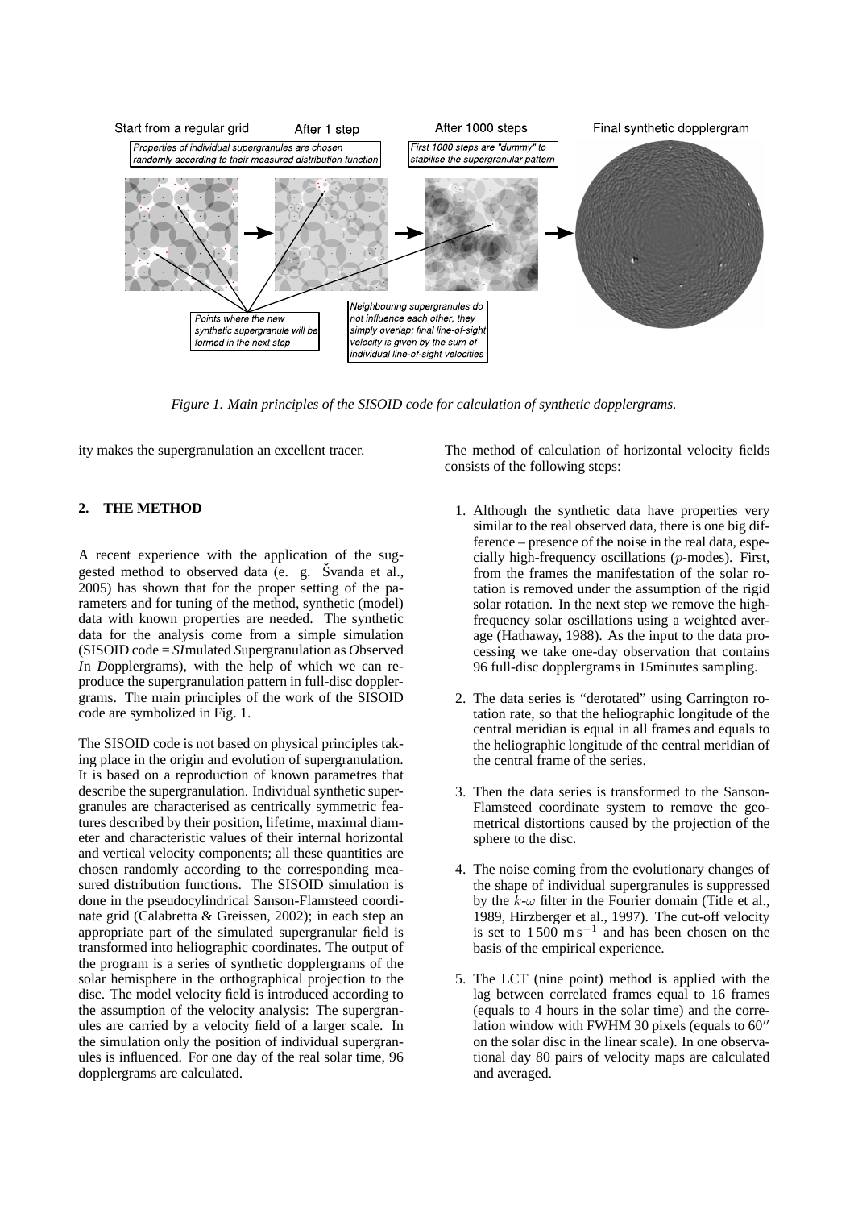Figure 1. Main principles of the SISOID code for calculation of synthetic dopplergrams.

ity makes the supergranulation an excellent tracer.

## 2. THE METHOD

A recent experience with the application of the suggested method to observed data (e. g. Švanda et al., 2005) has shown that for the proper setting of the parameters and for tuning of the method, synthetic (model) data with known properties are needed. The synthetic data for the analysis come from a simple simulation (SISOID code = *SI*mulated *S*upergranulation as *O*bserved *I*n *D*opplergrams), with the help of which we can reproduce the supergranulation pattern in full-disc dopplergrams. The main principles of the work of the SISOID code are symbolized in Fig. 1.

The SISOID code is not based on physical principles taking place in the origin and evolution of supergranulation. It is based on a reproduction of known parametres that describe the supergranulation. Individual synthetic supergranules are characterised as centrically symmetric features described by their position, lifetime, maximal diameter and characteristic values of their internal horizontal and vertical velocity components; all these quantities are chosen randomly according to the corresponding measured distribution functions. The SISOID simulation is done in the pseudocylindrical Sanson-Flamsteed coordinate grid (Calabretta & Greissen, 2002); in each step an appropriate part of the simulated supergranular field is transformed into heliographic coordinates. The output of the program is a series of synthetic dopplergrams of the solar hemisphere in the orthographical projection to the disc. The model velocity field is introduced according to the assumption of the velocity analysis: The supergranules are carried by a velocity field of a larger scale. In the simulation only the position of individual supergranules is influenced. For one day of the real solar time, 96 dopplergrams are calculated.

The method of calculation of horizontal velocity fields consists of the following steps:

1. Although the synthetic data have properties very similar to the real observed data, there is one big difference – presence of the noise in the real data, especially high-frequency oscillations ($p$-modes). First, from the frames the manifestation of the solar rotation is removed under the assumption of the rigid solar rotation. In the next step we remove the high-frequency solar oscillations using a weighted average (Hathaway, 1988). As the input to the data processing we take one-day observation that contains 96 full-disc dopplergrams in 15minutes sampling.

2. The data series is "derotated" using Carrington rotation rate, so that the heliographic longitude of the central meridian is equal in all frames and equals to the heliographic longitude of the central meridian of the central frame of the series.

3. Then the data series is transformed to the Sanson-Flamsteed coordinate system to remove the geometrical distortions caused by the projection of the sphere to the disc.

4. The noise coming from the evolutionary changes of the shape of individual supergranules is suppressed by the $k$-$\omega$ filter in the Fourier domain (Title et al., 1989, Hirzberger et al., 1997). The cut-off velocity is set to $1\,500\ \mathrm{m\,s^{-1}}$ and has been chosen on the basis of the empirical experience.

5. The LCT (nine point) method is applied with the lag between correlated frames equal to 16 frames (equals to 4 hours in the solar time) and the correlation window with FWHM 30 pixels (equals to $60''$ on the solar disc in the linear scale). In one observational day 80 pairs of velocity maps are calculated and averaged.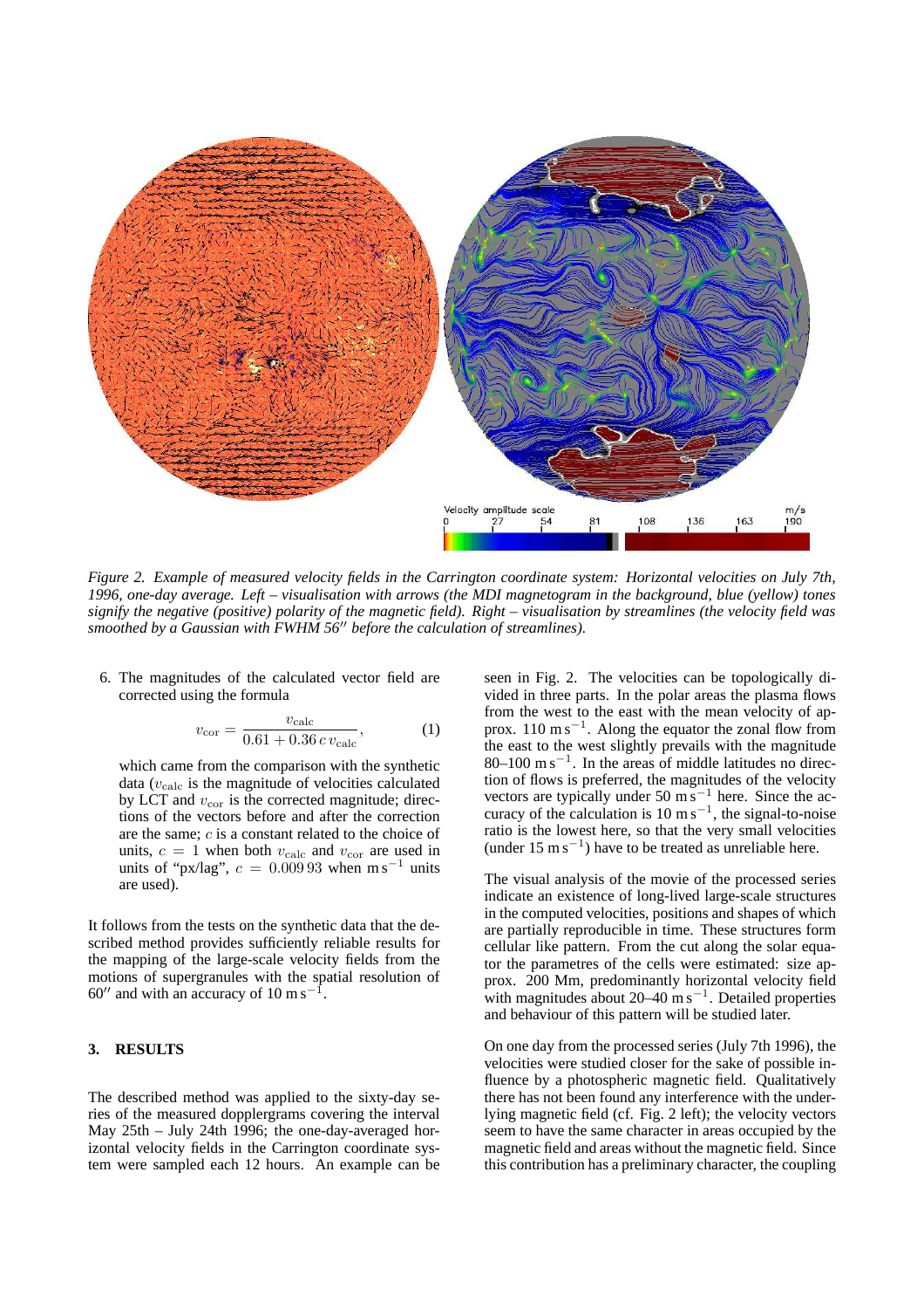*Figure 2. Example of measured velocity fields in the Carrington coordinate system: Horizontal velocities on July 7th, 1996, one-day average. Left – visualisation with arrows (the MDI magnetogram in the background, blue (yellow) tones signify the negative (positive) polarity of the magnetic field). Right – visualisation by streamlines (the velocity field was smoothed by a Gaussian with FWHM 56″ before the calculation of streamlines).*

6. The magnitudes of the calculated vector field are corrected using the formula

$$v_{\rm cor} = \frac{v_{\rm calc}}{0.61 + 0.36\,c\,v_{\rm calc}}, \qquad (1)$$

which came from the comparison with the synthetic data ($v_{\rm calc}$ is the magnitude of velocities calculated by LCT and $v_{\rm cor}$ is the corrected magnitude; directions of the vectors before and after the correction are the same; $c$ is a constant related to the choice of units, $c = 1$ when both $v_{\rm calc}$ and $v_{\rm cor}$ are used in units of "px/lag", $c = 0.009\,93$ when $\rm m\,s^{-1}$ units are used).

It follows from the tests on the synthetic data that the described method provides sufficiently reliable results for the mapping of the large-scale velocity fields from the motions of supergranules with the spatial resolution of 60″ and with an accuracy of 10 $\rm m\,s^{-1}$.

## 3. RESULTS

The described method was applied to the sixty-day series of the measured dopplergrams covering the interval May 25th – July 24th 1996; the one-day-averaged horizontal velocity fields in the Carrington coordinate system were sampled each 12 hours. An example can be seen in Fig. 2. The velocities can be topologically divided in three parts. In the polar areas the plasma flows from the west to the east with the mean velocity of approx. 110 $\rm m\,s^{-1}$. Along the equator the zonal flow from the east to the west slightly prevails with the magnitude 80–100 $\rm m\,s^{-1}$. In the areas of middle latitudes no direction of flows is preferred, the magnitudes of the velocity vectors are typically under 50 $\rm m\,s^{-1}$ here. Since the accuracy of the calculation is 10 $\rm m\,s^{-1}$, the signal-to-noise ratio is the lowest here, so that the very small velocities (under 15 $\rm m\,s^{-1}$) have to be treated as unreliable here.

The visual analysis of the movie of the processed series indicate an existence of long-lived large-scale structures in the computed velocities, positions and shapes of which are partially reproducible in time. These structures form cellular like pattern. From the cut along the solar equator the parametres of the cells were estimated: size approx. 200 Mm, predominantly horizontal velocity field with magnitudes about 20–40 $\rm m\,s^{-1}$. Detailed properties and behaviour of this pattern will be studied later.

On one day from the processed series (July 7th 1996), the velocities were studied closer for the sake of possible influence by a photospheric magnetic field. Qualitatively there has not been found any interference with the underlying magnetic field (cf. Fig. 2 left); the velocity vectors seem to have the same character in areas occupied by the magnetic field and areas without the magnetic field. Since this contribution has a preliminary character, the coupling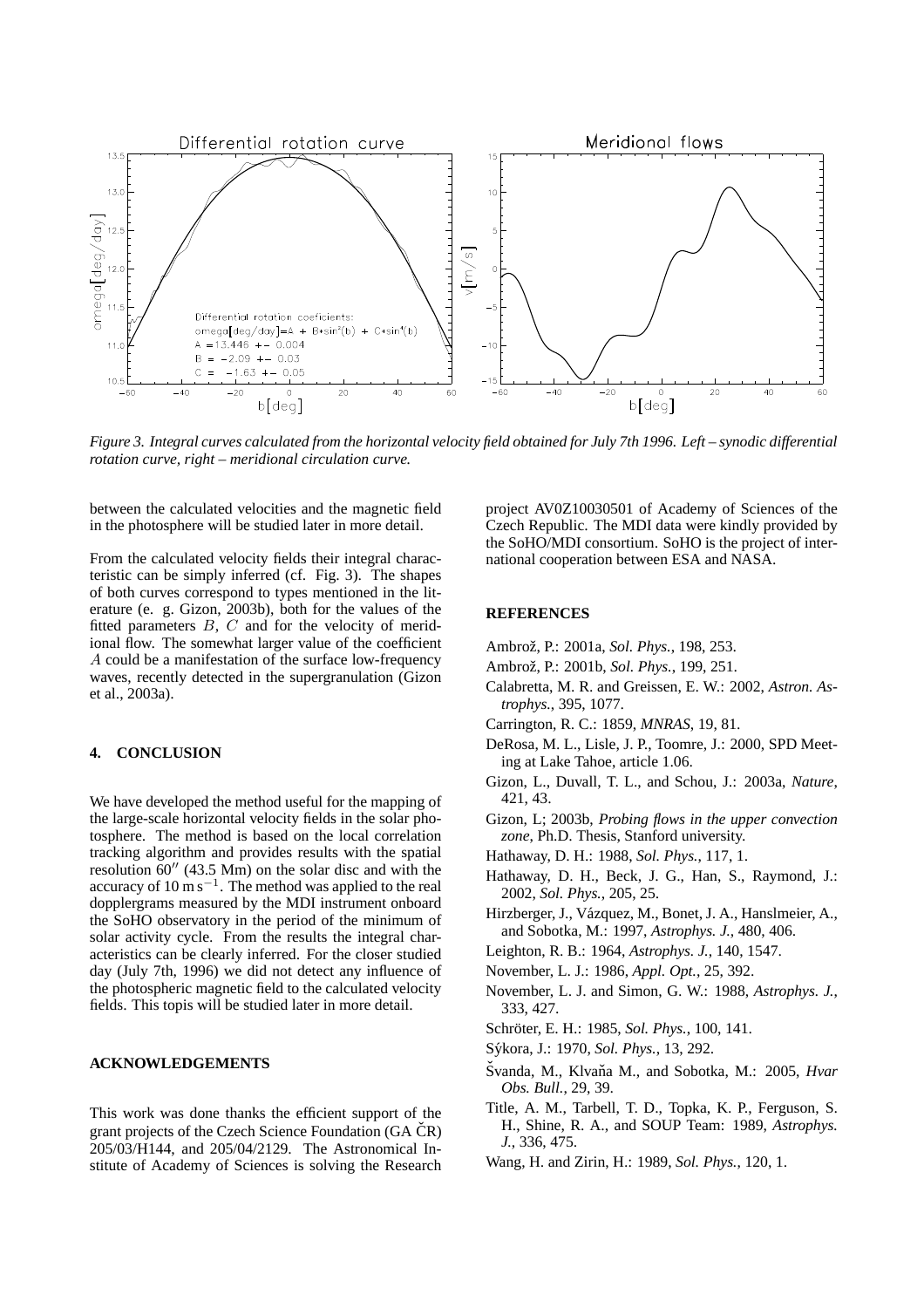Differential rotation curve

omega[deg/day]

13.5
13.0
12.5
12.0
11.5
11.0
10.5

-60 -40 -20 0 20 40 60

b[deg]

Differential rotation coeficients:
omega[deg/day]=A + B*sin²(b) + C*sin⁴(b)
A =13.446 +- 0.004
B = -2.09 +- 0.03
C = -1.63 +- 0.05

Meridional flows

v[m/s]

15
10
5
0
-5
-10
-15

-60 -40 -20 0 20 40 60

b[deg]

*Figure 3. Integral curves calculated from the horizontal velocity field obtained for July 7th 1996. Left – synodic differential rotation curve, right – meridional circulation curve.*

between the calculated velocities and the magnetic field in the photosphere will be studied later in more detail.

From the calculated velocity fields their integral characteristic can be simply inferred (cf. Fig. 3). The shapes of both curves correspond to types mentioned in the literature (e. g. Gizon, 2003b), both for the values of the fitted parameters $B$, $C$ and for the velocity of meridional flow. The somewhat larger value of the coefficient $A$ could be a manifestation of the surface low-frequency waves, recently detected in the supergranulation (Gizon et al., 2003a).

## 4. CONCLUSION

We have developed the method useful for the mapping of the large-scale horizontal velocity fields in the solar photosphere. The method is based on the local correlation tracking algorithm and provides results with the spatial resolution $60''$ (43.5 Mm) on the solar disc and with the accuracy of 10 $\mathrm{m\,s^{-1}}$. The method was applied to the real dopplergrams measured by the MDI instrument onboard the SoHO observatory in the period of the minimum of solar activity cycle. From the results the integral characteristics can be clearly inferred. For the closer studied day (July 7th, 1996) we did not detect any influence of the photospheric magnetic field to the calculated velocity fields. This topis will be studied later in more detail.

## ACKNOWLEDGEMENTS

This work was done thanks the efficient support of the grant projects of the Czech Science Foundation (GA ČR) 205/03/H144, and 205/04/2129. The Astronomical Institute of Academy of Sciences is solving the Research project AV0Z10030501 of Academy of Sciences of the Czech Republic. The MDI data were kindly provided by the SoHO/MDI consortium. SoHO is the project of international cooperation between ESA and NASA.

## REFERENCES

Ambrož, P.: 2001a, *Sol. Phys.*, 198, 253.

Ambrož, P.: 2001b, *Sol. Phys.*, 199, 251.

Calabretta, M. R. and Greissen, E. W.: 2002, *Astron. Astrophys.*, 395, 1077.

Carrington, R. C.: 1859, *MNRAS*, 19, 81.

DeRosa, M. L., Lisle, J. P., Toomre, J.: 2000, SPD Meeting at Lake Tahoe, article 1.06.

Gizon, L., Duvall, T. L., and Schou, J.: 2003a, *Nature*, 421, 43.

Gizon, L; 2003b, *Probing flows in the upper convection zone*, Ph.D. Thesis, Stanford university.

Hathaway, D. H.: 1988, *Sol. Phys.*, 117, 1.

Hathaway, D. H., Beck, J. G., Han, S., Raymond, J.: 2002, *Sol. Phys.*, 205, 25.

Hirzberger, J., Vázquez, M., Bonet, J. A., Hanslmeier, A., and Sobotka, M.: 1997, *Astrophys. J.*, 480, 406.

Leighton, R. B.: 1964, *Astrophys. J.*, 140, 1547.

November, L. J.: 1986, *Appl. Opt.*, 25, 392.

November, L. J. and Simon, G. W.: 1988, *Astrophys. J.*, 333, 427.

Schröter, E. H.: 1985, *Sol. Phys.*, 100, 141.

Sýkora, J.: 1970, *Sol. Phys.*, 13, 292.

Švanda, M., Klvaňa M., and Sobotka, M.: 2005, *Hvar Obs. Bull.*, 29, 39.

Title, A. M., Tarbell, T. D., Topka, K. P., Ferguson, S. H., Shine, R. A., and SOUP Team: 1989, *Astrophys. J.*, 336, 475.

Wang, H. and Zirin, H.: 1989, *Sol. Phys.*, 120, 1.